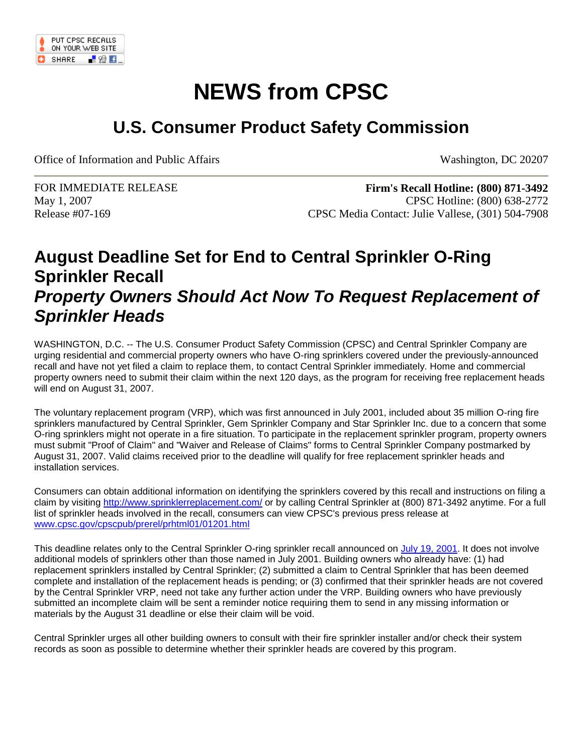# NEWS from CPSC

## U.S. Consumer Product Safety Commission

Office of Information and Public Affairs — Washington, DC 20207

FOR IMMEDIATE RELEASE
May 1, 2007
Release #07-169

**Firm's Recall Hotline: (800) 871-3492**
CPSC Hotline: (800) 638-2772
CPSC Media Contact: Julie Vallese, (301) 504-7908

## August Deadline Set for End to Central Sprinkler O-Ring Sprinkler Recall

### *Property Owners Should Act Now To Request Replacement of Sprinkler Heads*

WASHINGTON, D.C. -- The U.S. Consumer Product Safety Commission (CPSC) and Central Sprinkler Company are urging residential and commercial property owners who have O-ring sprinklers covered under the previously-announced recall and have not yet filed a claim to replace them, to contact Central Sprinkler immediately. Home and commercial property owners need to submit their claim within the next 120 days, as the program for receiving free replacement heads will end on August 31, 2007.

The voluntary replacement program (VRP), which was first announced in July 2001, included about 35 million O-ring fire sprinklers manufactured by Central Sprinkler, Gem Sprinkler Company and Star Sprinkler Inc. due to a concern that some O-ring sprinklers might not operate in a fire situation. To participate in the replacement sprinkler program, property owners must submit "Proof of Claim" and "Waiver and Release of Claims" forms to Central Sprinkler Company postmarked by August 31, 2007. Valid claims received prior to the deadline will qualify for free replacement sprinkler heads and installation services.

Consumers can obtain additional information on identifying the sprinklers covered by this recall and instructions on filing a claim by visiting http://www.sprinklerreplacement.com/ or by calling Central Sprinkler at (800) 871-3492 anytime. For a full list of sprinkler heads involved in the recall, consumers can view CPSC's previous press release at www.cpsc.gov/cpscpub/prerel/prhtml01/01201.html

This deadline relates only to the Central Sprinkler O-ring sprinkler recall announced on July 19, 2001. It does not involve additional models of sprinklers other than those named in July 2001. Building owners who already have: (1) had replacement sprinklers installed by Central Sprinkler; (2) submitted a claim to Central Sprinkler that has been deemed complete and installation of the replacement heads is pending; or (3) confirmed that their sprinkler heads are not covered by the Central Sprinkler VRP, need not take any further action under the VRP. Building owners who have previously submitted an incomplete claim will be sent a reminder notice requiring them to send in any missing information or materials by the August 31 deadline or else their claim will be void.

Central Sprinkler urges all other building owners to consult with their fire sprinkler installer and/or check their system records as soon as possible to determine whether their sprinkler heads are covered by this program.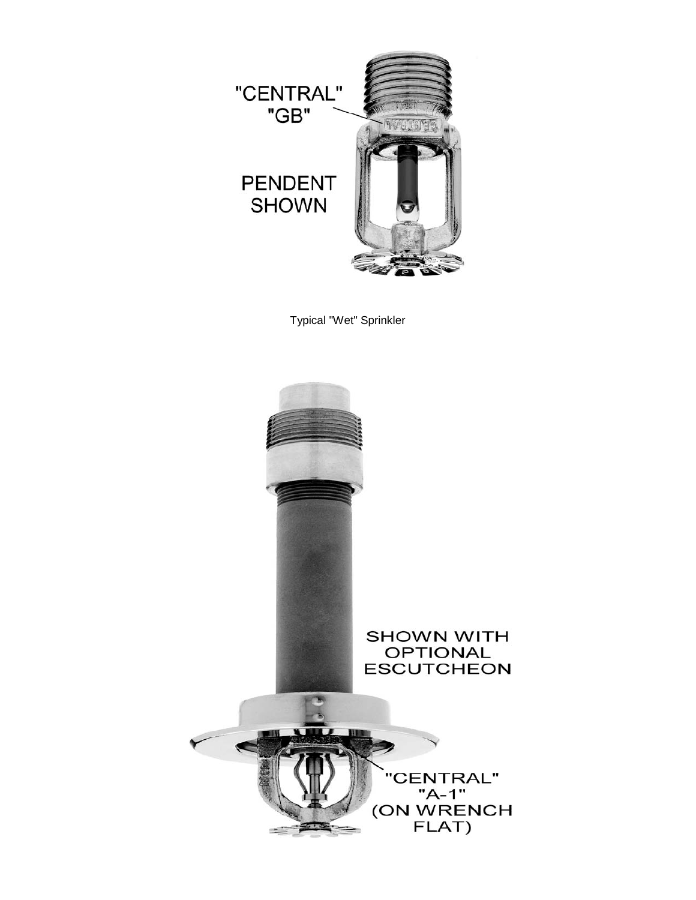"CENTRAL"
"GB"

PENDENT
SHOWN

Typical "Wet" Sprinkler

SHOWN WITH
OPTIONAL
ESCUTCHEON

"CENTRAL"
"A-1"
(ON WRENCH
FLAT)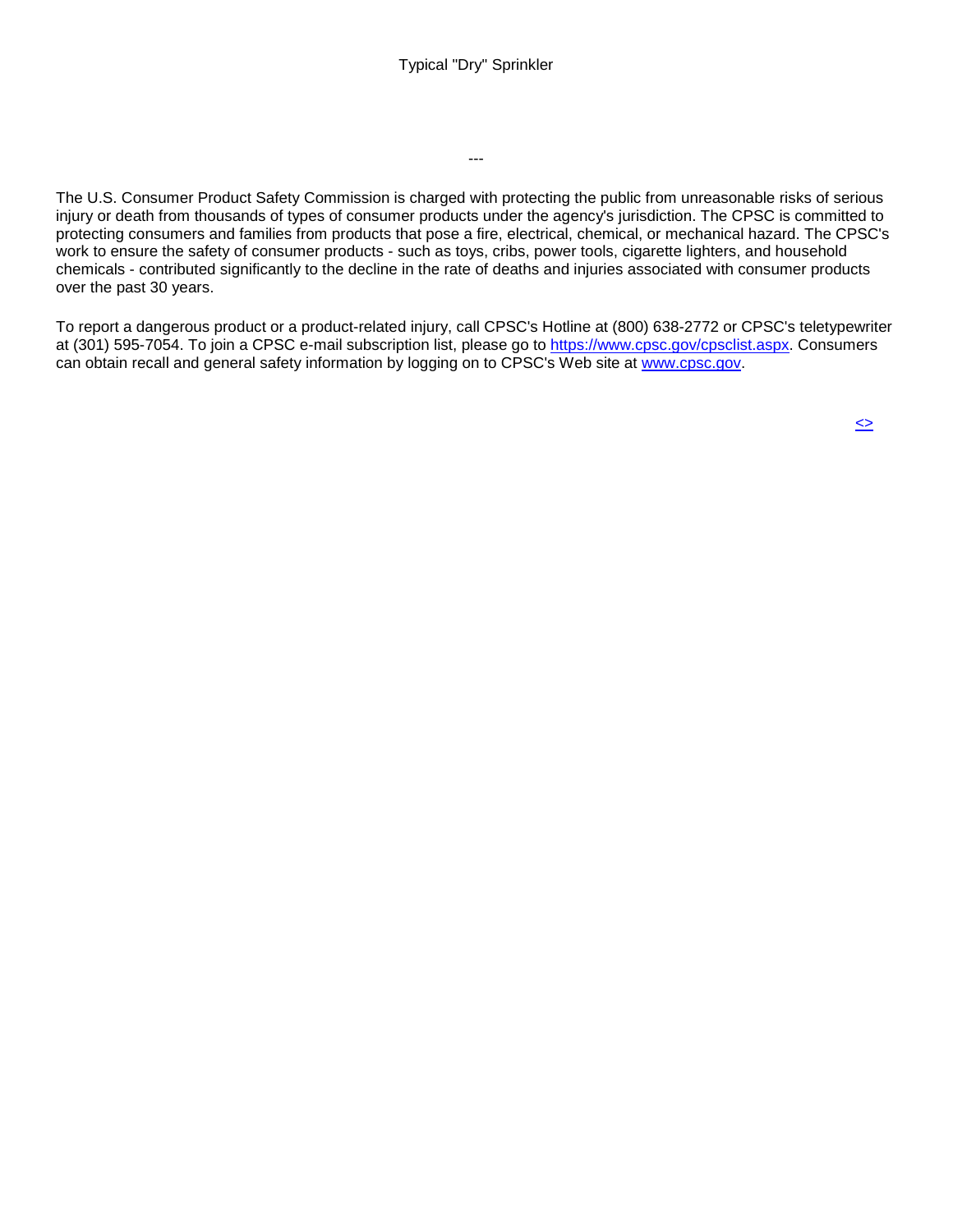Typical "Dry" Sprinkler

---

The U.S. Consumer Product Safety Commission is charged with protecting the public from unreasonable risks of serious injury or death from thousands of types of consumer products under the agency's jurisdiction. The CPSC is committed to protecting consumers and families from products that pose a fire, electrical, chemical, or mechanical hazard. The CPSC's work to ensure the safety of consumer products - such as toys, cribs, power tools, cigarette lighters, and household chemicals - contributed significantly to the decline in the rate of deaths and injuries associated with consumer products over the past 30 years.

To report a dangerous product or a product-related injury, call CPSC's Hotline at (800) 638-2772 or CPSC's teletypewriter at (301) 595-7054. To join a CPSC e-mail subscription list, please go to https://www.cpsc.gov/cpsclist.aspx. Consumers can obtain recall and general safety information by logging on to CPSC's Web site at www.cpsc.gov.

<>